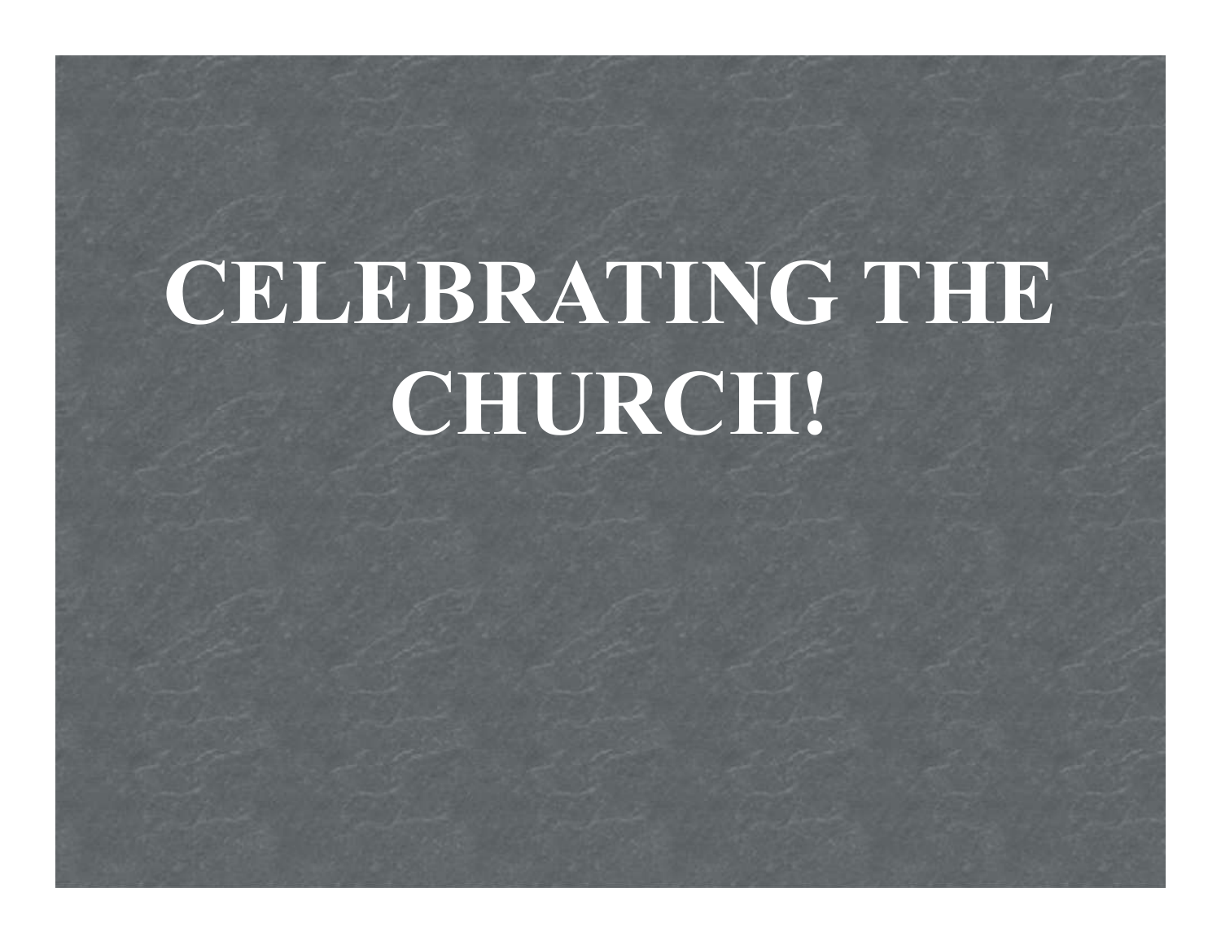# CELEBRATING THE CHURCH!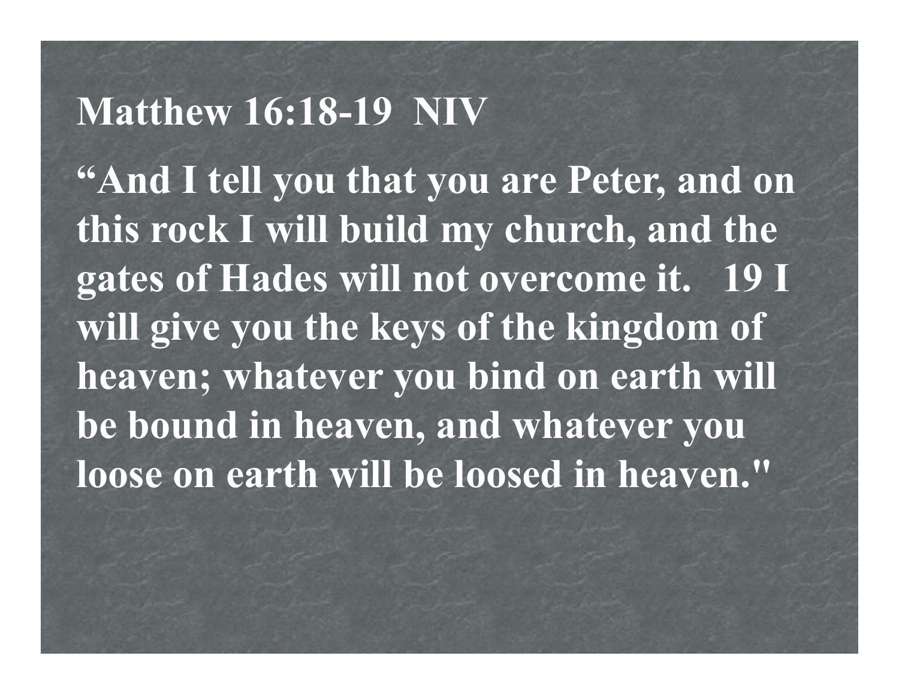## Matthew 16:18-19 NIV

**"And I tell you that you are Peter, and on this rock I will build my church, and the gates of Hades will not overcome it. 19 I will give you the keys of the kingdom of heaven; whatever you bind on earth will be bound in heaven, and whatever you loose on earth will be loosed in heaven."**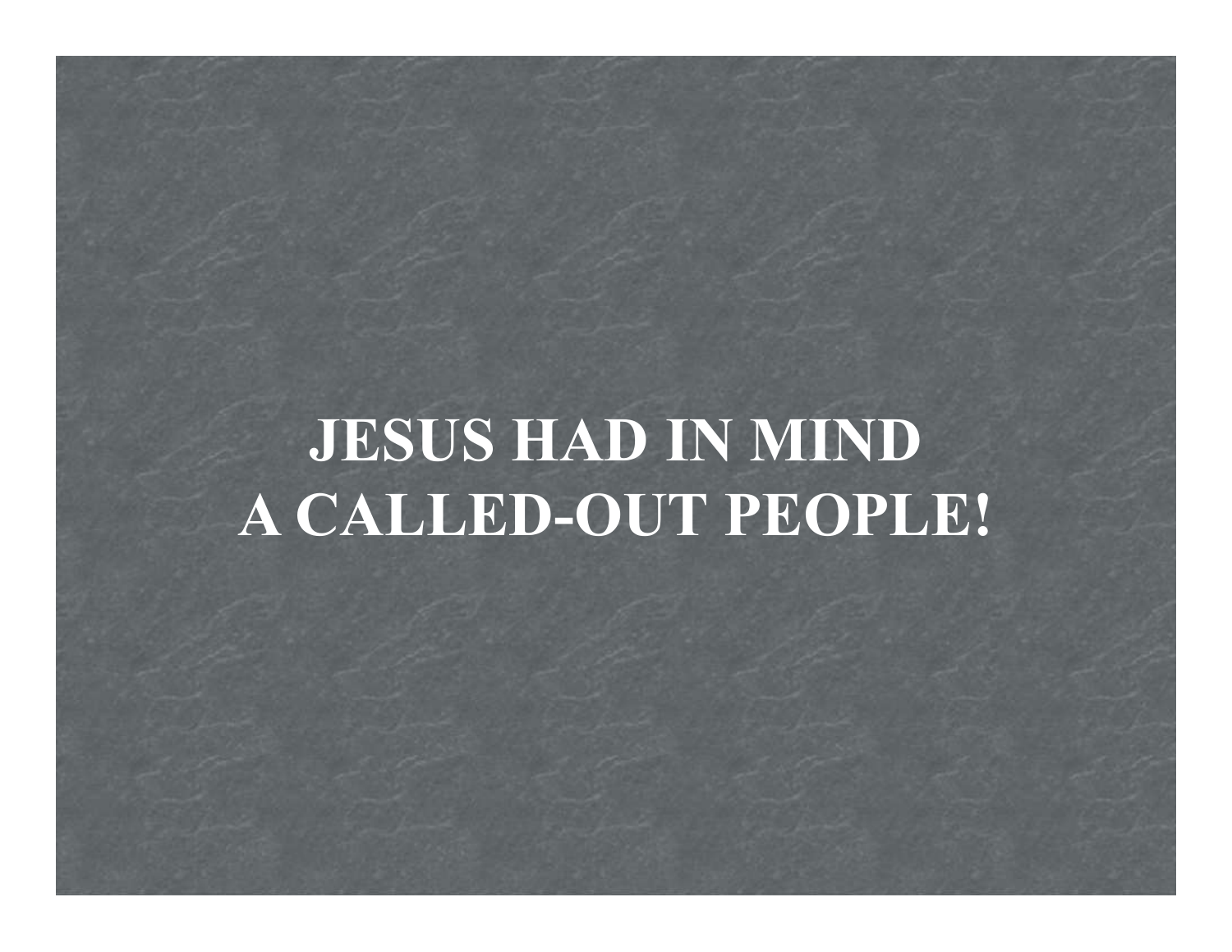# JESUS HAD IN MIND A CALLED-OUT PEOPLE!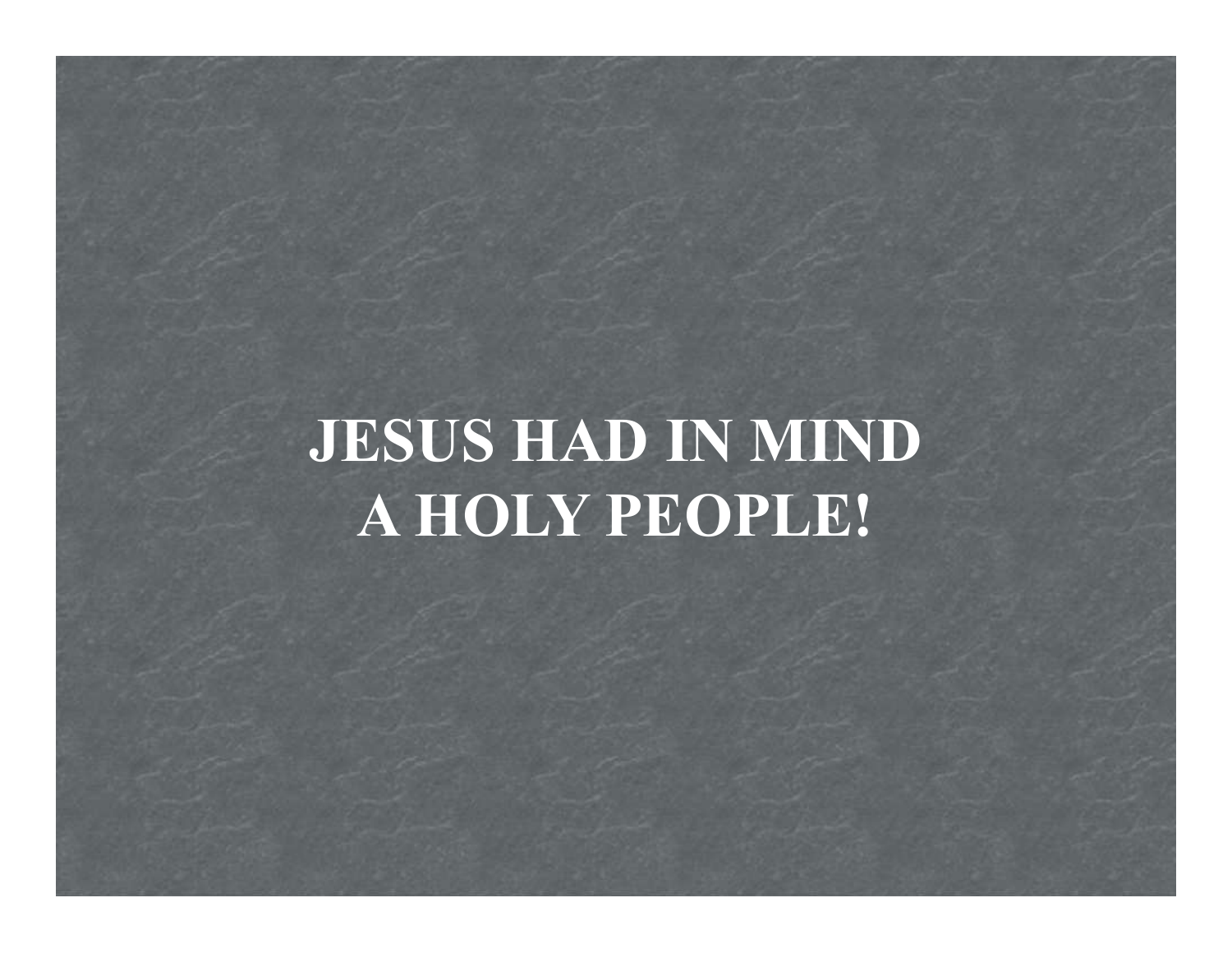# JESUS HAD IN MIND A HOLY PEOPLE!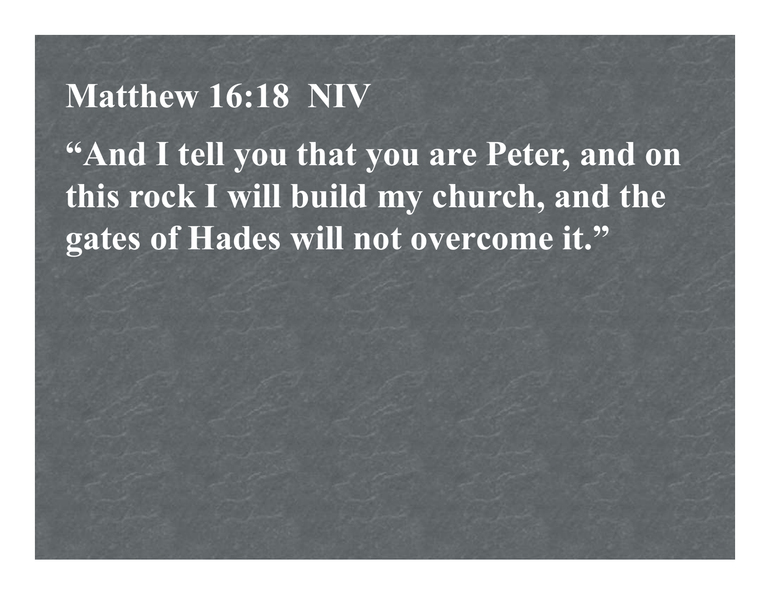## Matthew 16:18 NIV

**"And I tell you that you are Peter, and on this rock I will build my church, and the gates of Hades will not overcome it."**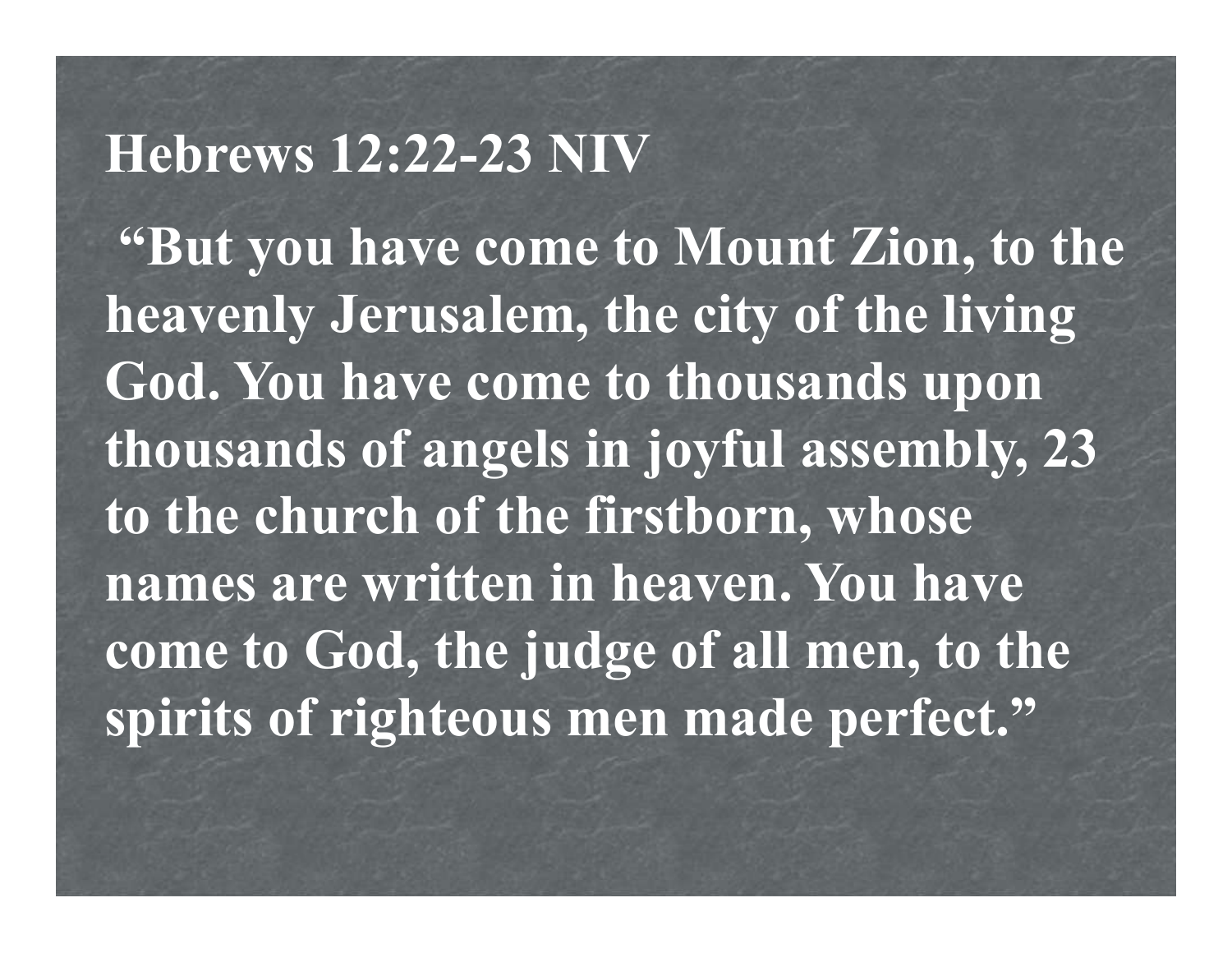## Hebrews 12:22-23 NIV

**"But you have come to Mount Zion, to the heavenly Jerusalem, the city of the living God. You have come to thousands upon thousands of angels in joyful assembly, 23 to the church of the firstborn, whose names are written in heaven. You have come to God, the judge of all men, to the spirits of righteous men made perfect."**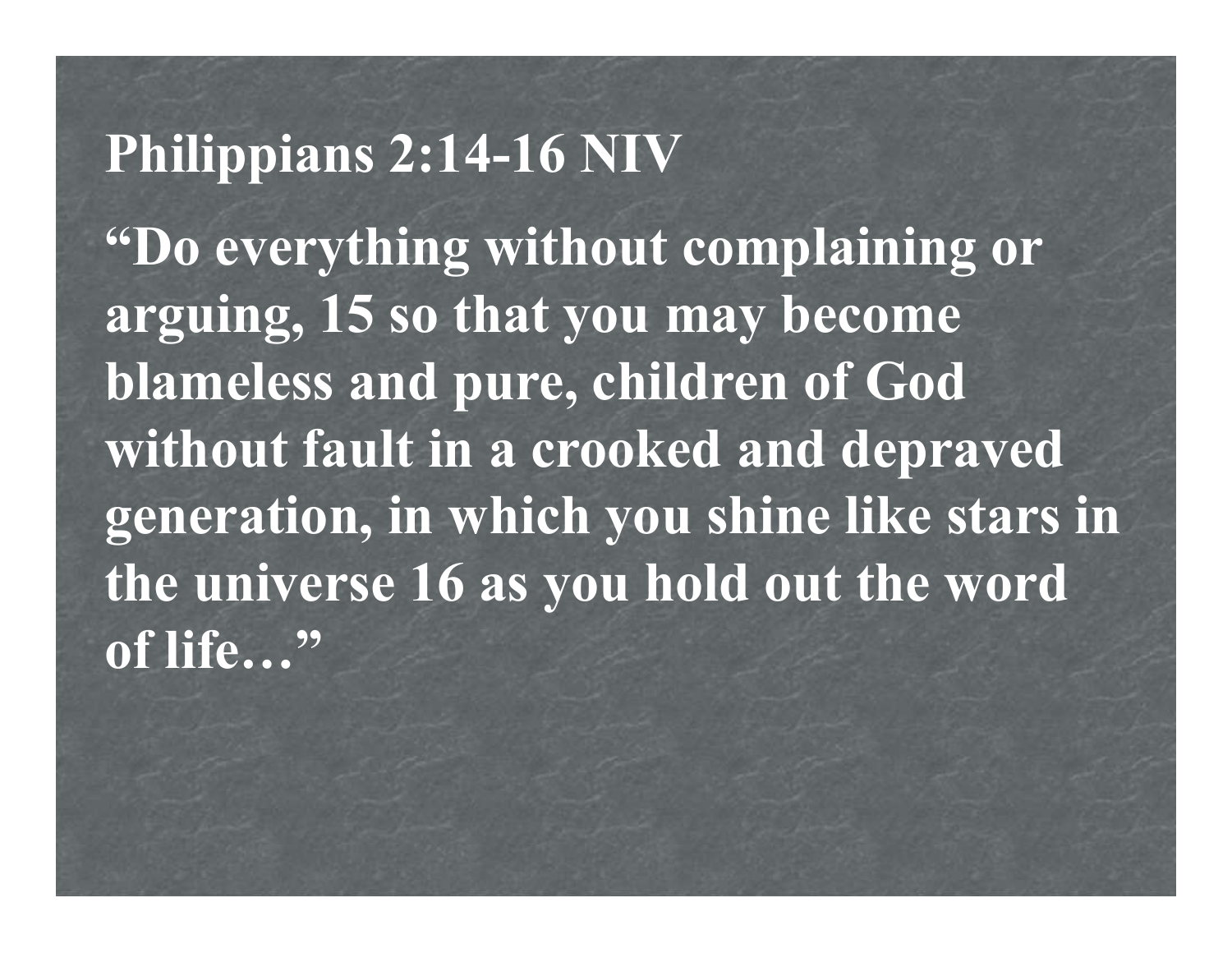**Philippians 2:14-16 NIV**

**"Do everything without complaining or arguing, 15 so that you may become blameless and pure, children of God without fault in a crooked and depraved generation, in which you shine like stars in the universe 16 as you hold out the word of life…"**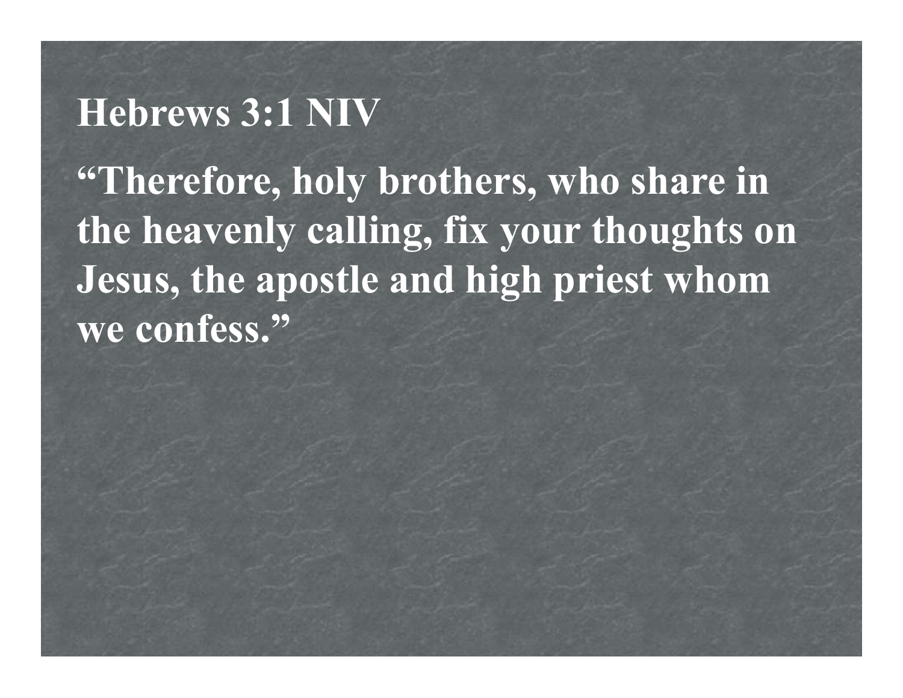**Hebrews 3:1 NIV**

**“Therefore, holy brothers, who share in the heavenly calling, fix your thoughts on Jesus, the apostle and high priest whom we confess.”**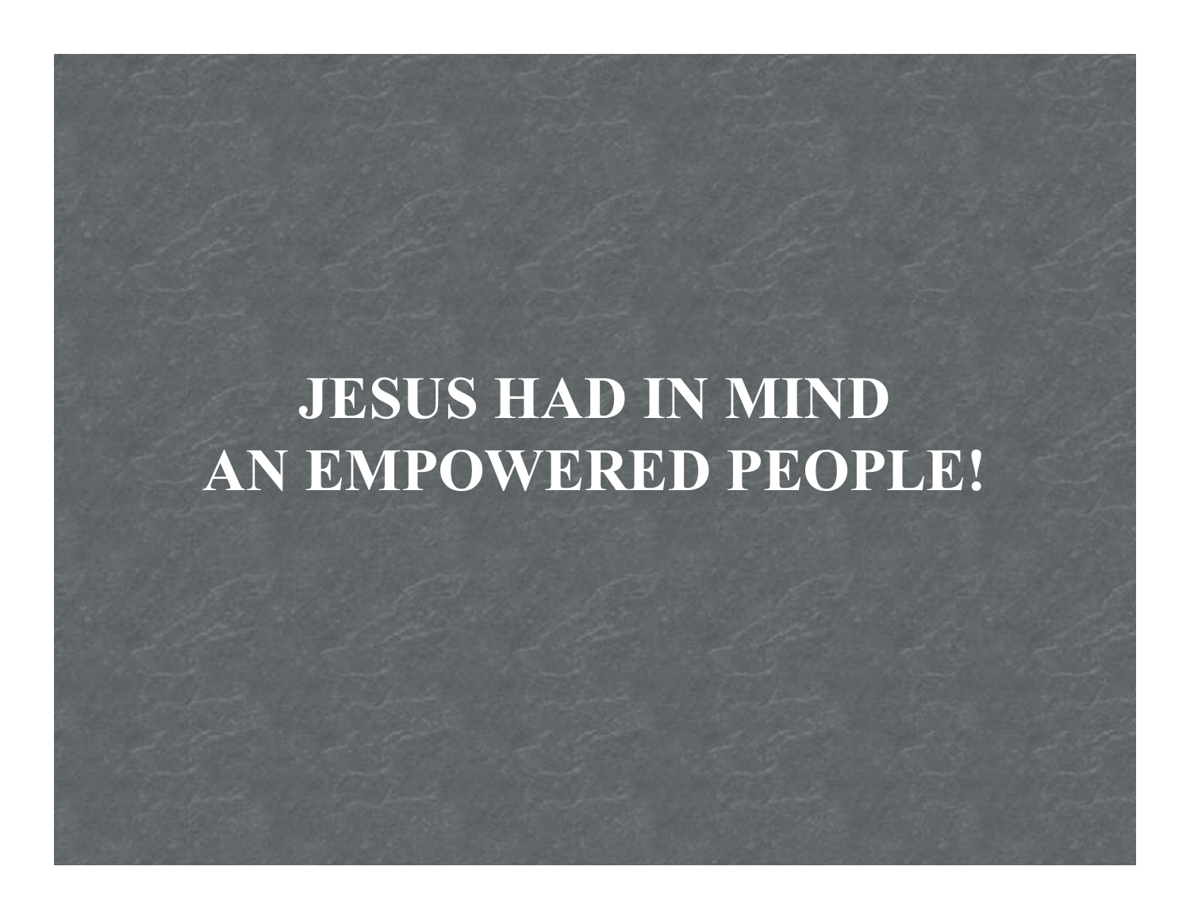# JESUS HAD IN MIND AN EMPOWERED PEOPLE!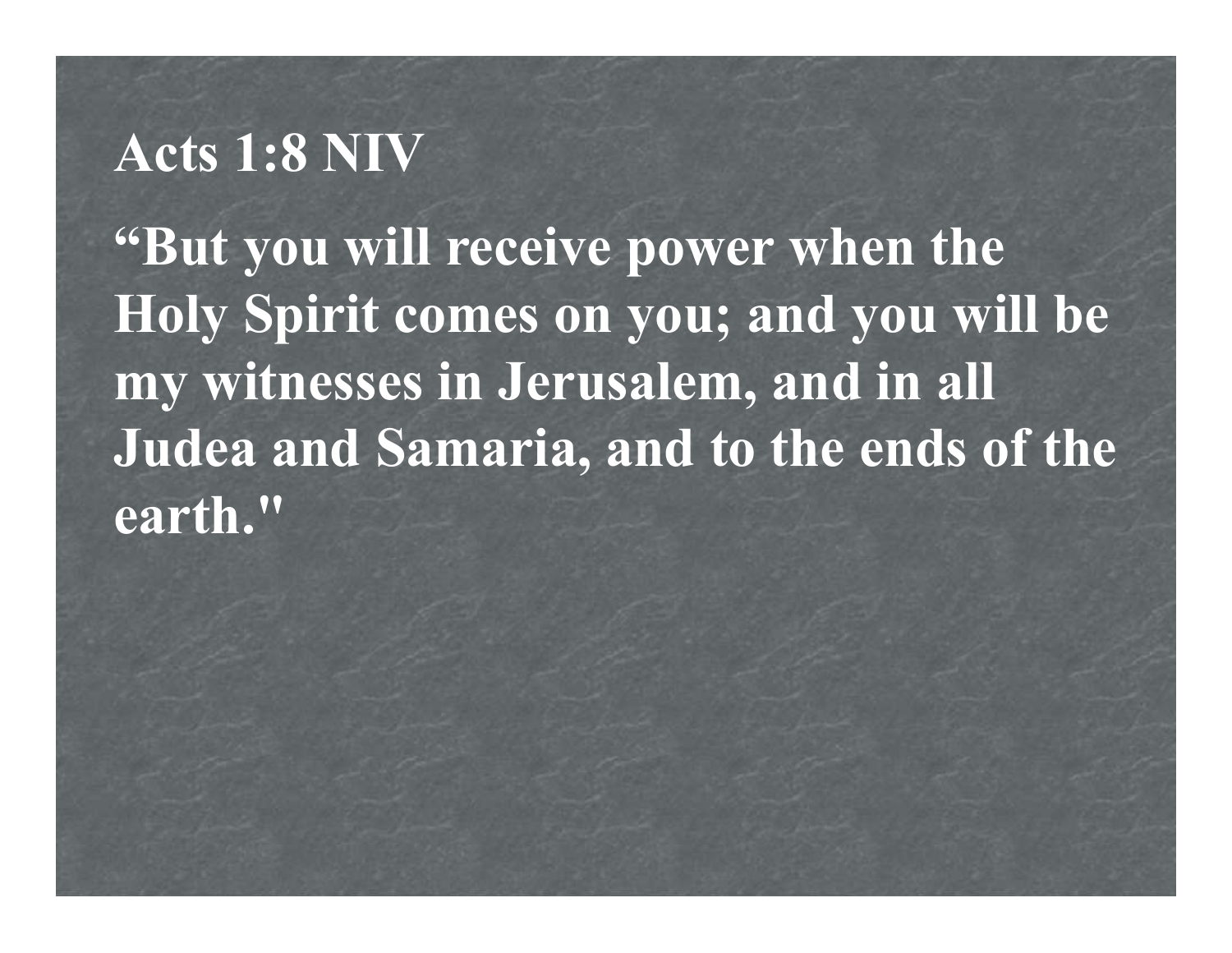## Acts 1:8 NIV

**“But you will receive power when the Holy Spirit comes on you; and you will be my witnesses in Jerusalem, and in all Judea and Samaria, and to the ends of the earth."**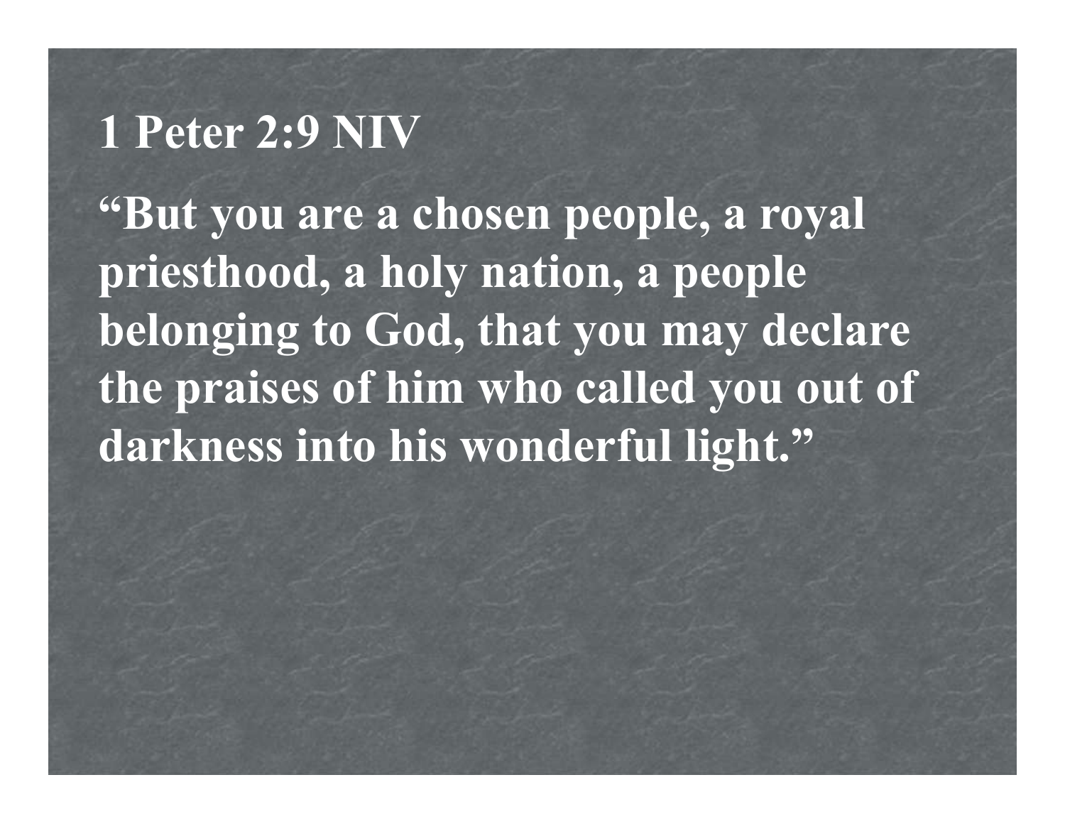# 1 Peter 2:9 NIV

**"But you are a chosen people, a royal priesthood, a holy nation, a people belonging to God, that you may declare the praises of him who called you out of darkness into his wonderful light."**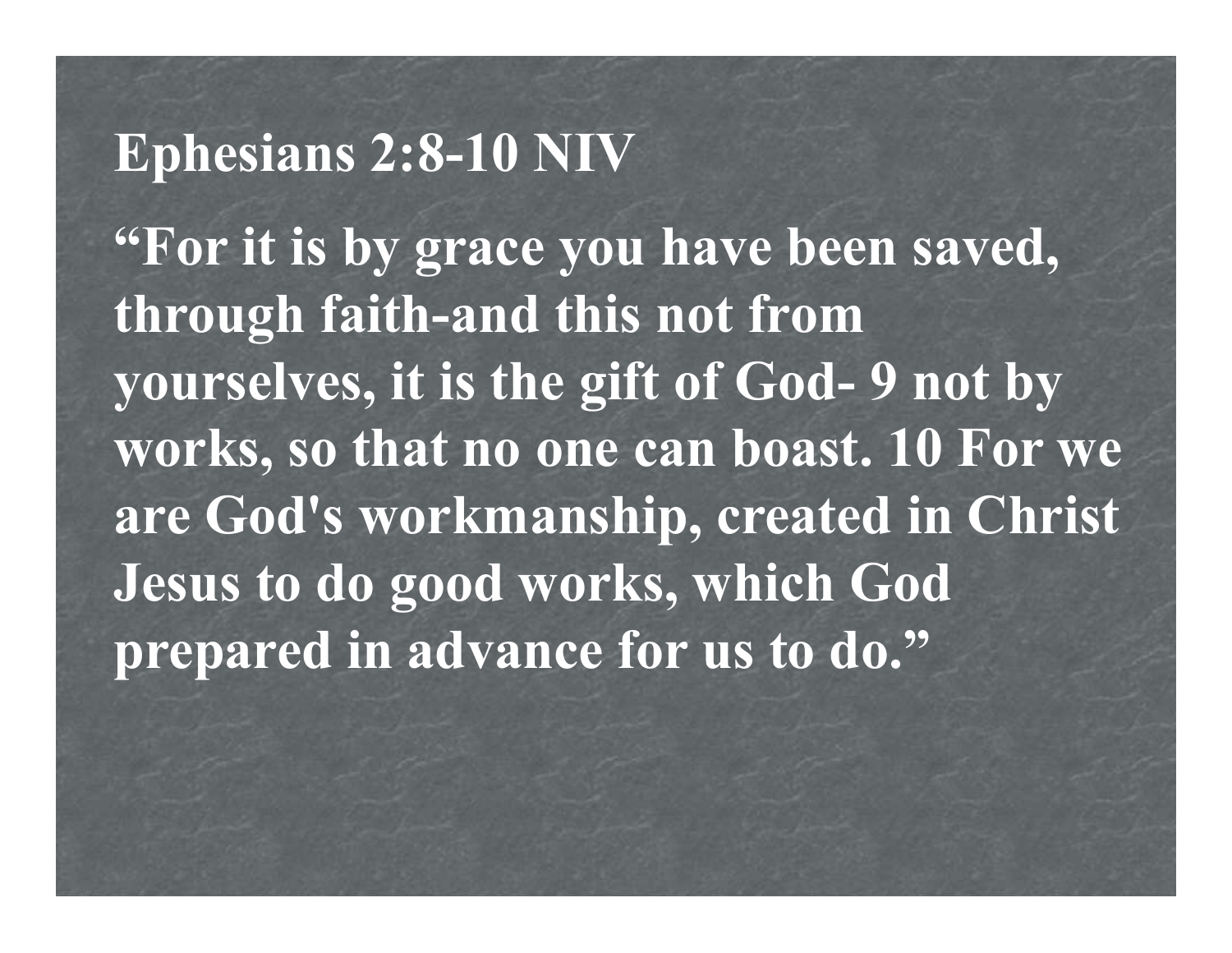## Ephesians 2:8-10 NIV

**"For it is by grace you have been saved, through faith-and this not from yourselves, it is the gift of God- 9 not by works, so that no one can boast. 10 For we are God's workmanship, created in Christ Jesus to do good works, which God prepared in advance for us to do."**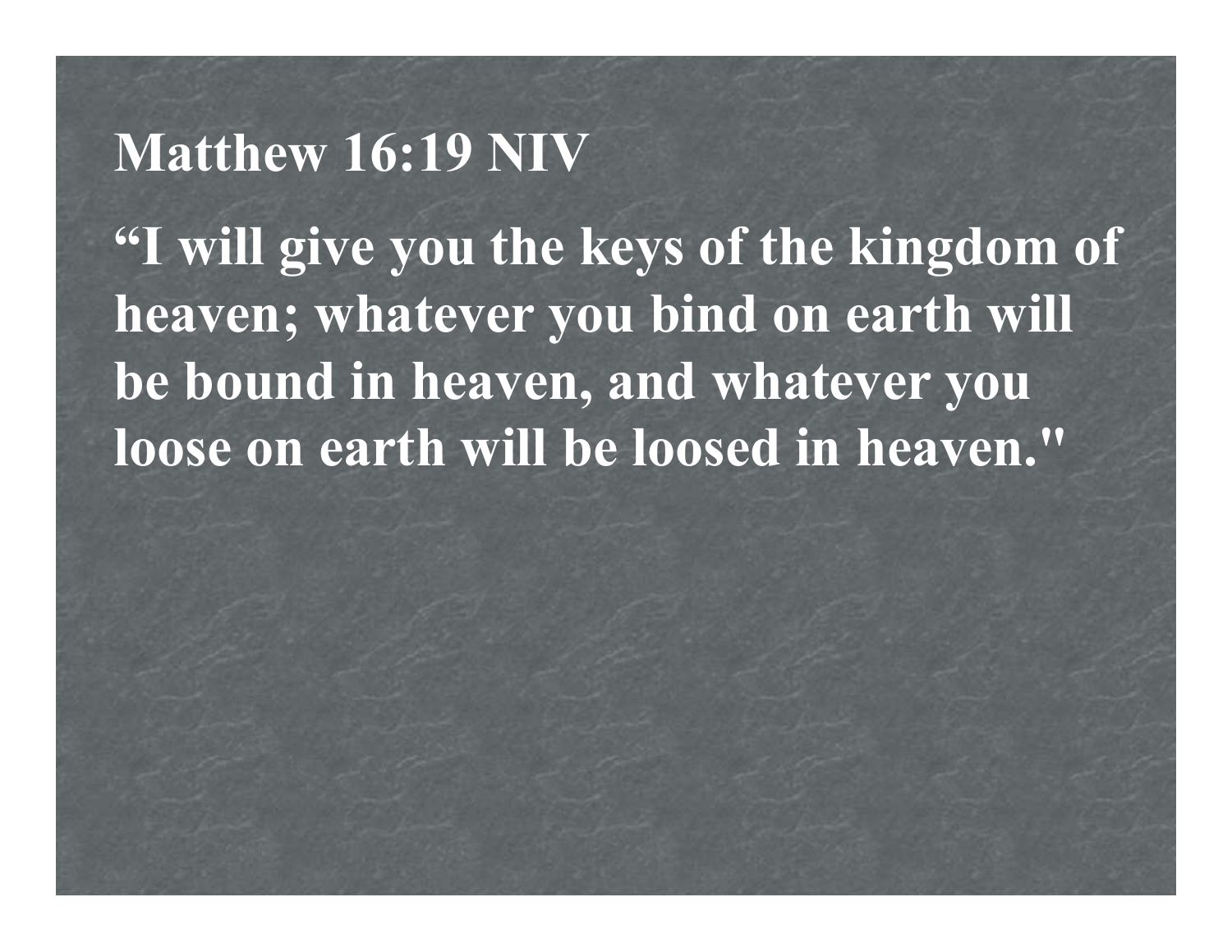# Matthew 16:19 NIV

**“I will give you the keys of the kingdom of heaven; whatever you bind on earth will be bound in heaven, and whatever you loose on earth will be loosed in heaven."**